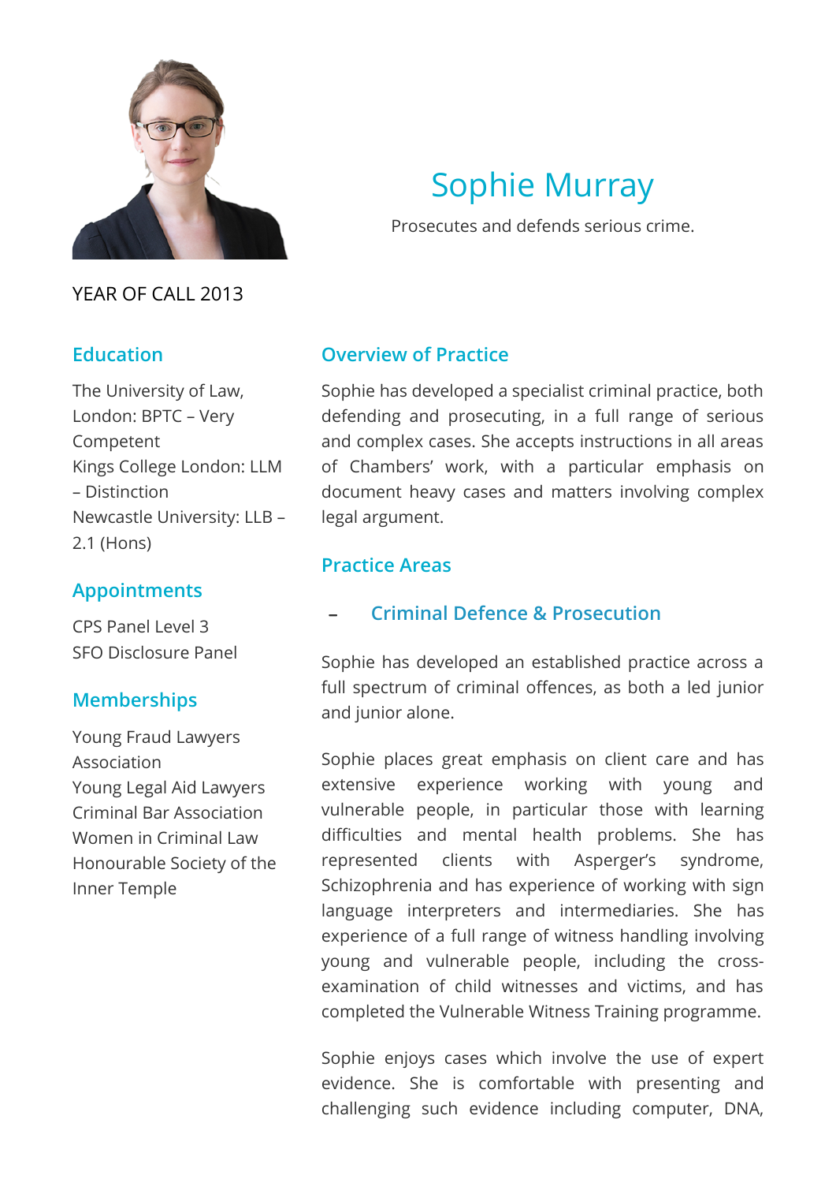# Sophie Murray

Prosecutes and defends serious crime.

YEAR OF CALL 2013

## Education

The University of Law, London: BPTC – Very Competent
Kings College London: LLM – Distinction
Newcastle University: LLB – 2.1 (Hons)

## Appointments

CPS Panel Level 3
SFO Disclosure Panel

## Memberships

Young Fraud Lawyers Association
Young Legal Aid Lawyers
Criminal Bar Association
Women in Criminal Law
Honourable Society of the Inner Temple

## Overview of Practice

Sophie has developed a specialist criminal practice, both defending and prosecuting, in a full range of serious and complex cases. She accepts instructions in all areas of Chambers' work, with a particular emphasis on document heavy cases and matters involving complex legal argument.

## Practice Areas

### – Criminal Defence & Prosecution

Sophie has developed an established practice across a full spectrum of criminal offences, as both a led junior and junior alone.

Sophie places great emphasis on client care and has extensive experience working with young and vulnerable people, in particular those with learning difficulties and mental health problems. She has represented clients with Asperger's syndrome, Schizophrenia and has experience of working with sign language interpreters and intermediaries. She has experience of a full range of witness handling involving young and vulnerable people, including the cross-examination of child witnesses and victims, and has completed the Vulnerable Witness Training programme.

Sophie enjoys cases which involve the use of expert evidence. She is comfortable with presenting and challenging such evidence including computer, DNA,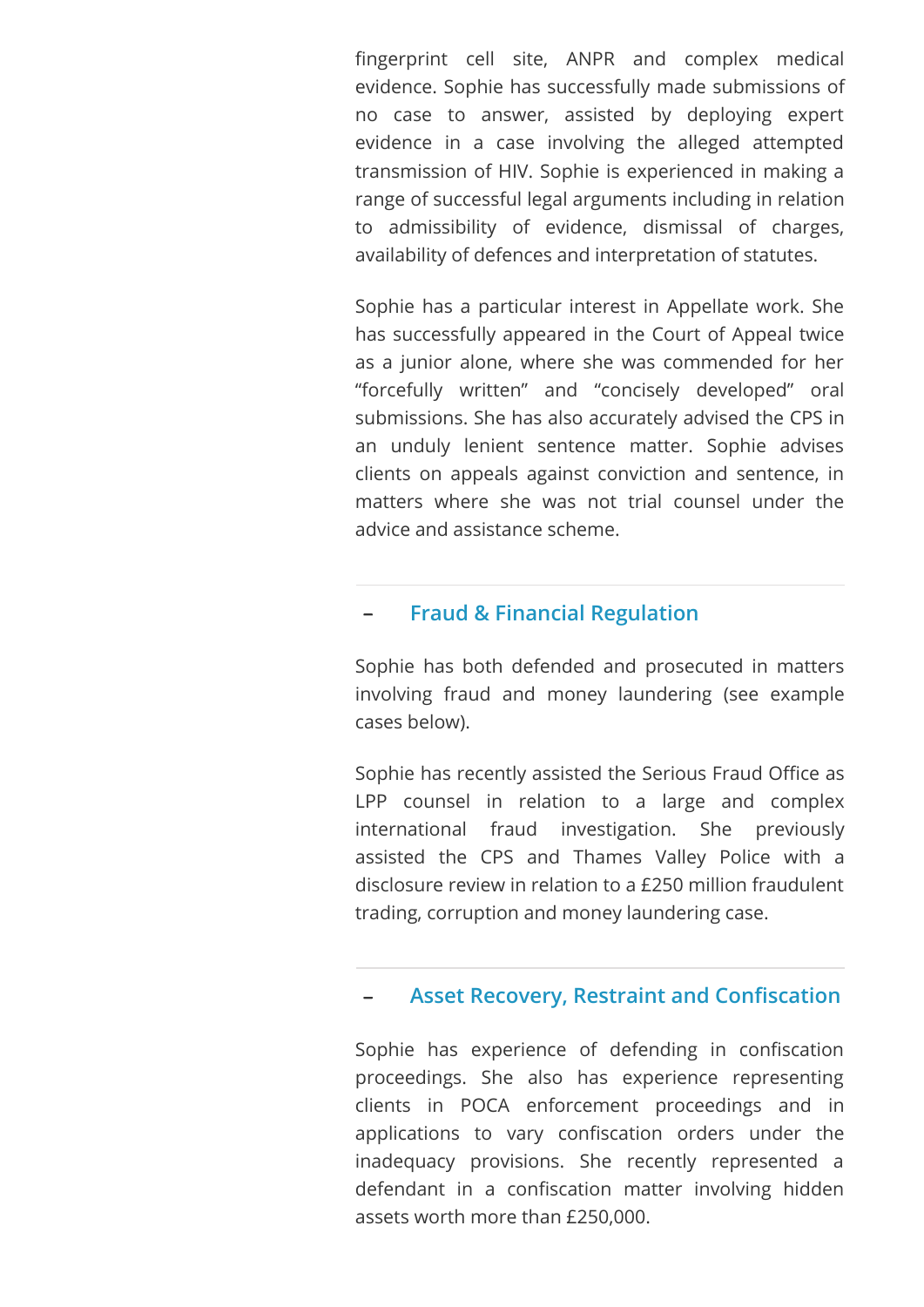fingerprint cell site, ANPR and complex medical evidence. Sophie has successfully made submissions of no case to answer, assisted by deploying expert evidence in a case involving the alleged attempted transmission of HIV. Sophie is experienced in making a range of successful legal arguments including in relation to admissibility of evidence, dismissal of charges, availability of defences and interpretation of statutes.

Sophie has a particular interest in Appellate work. She has successfully appeared in the Court of Appeal twice as a junior alone, where she was commended for her "forcefully written" and "concisely developed" oral submissions. She has also accurately advised the CPS in an unduly lenient sentence matter. Sophie advises clients on appeals against conviction and sentence, in matters where she was not trial counsel under the advice and assistance scheme.

## – Fraud & Financial Regulation

Sophie has both defended and prosecuted in matters involving fraud and money laundering (see example cases below).

Sophie has recently assisted the Serious Fraud Office as LPP counsel in relation to a large and complex international fraud investigation. She previously assisted the CPS and Thames Valley Police with a disclosure review in relation to a £250 million fraudulent trading, corruption and money laundering case.

## – Asset Recovery, Restraint and Confiscation

Sophie has experience of defending in confiscation proceedings. She also has experience representing clients in POCA enforcement proceedings and in applications to vary confiscation orders under the inadequacy provisions. She recently represented a defendant in a confiscation matter involving hidden assets worth more than £250,000.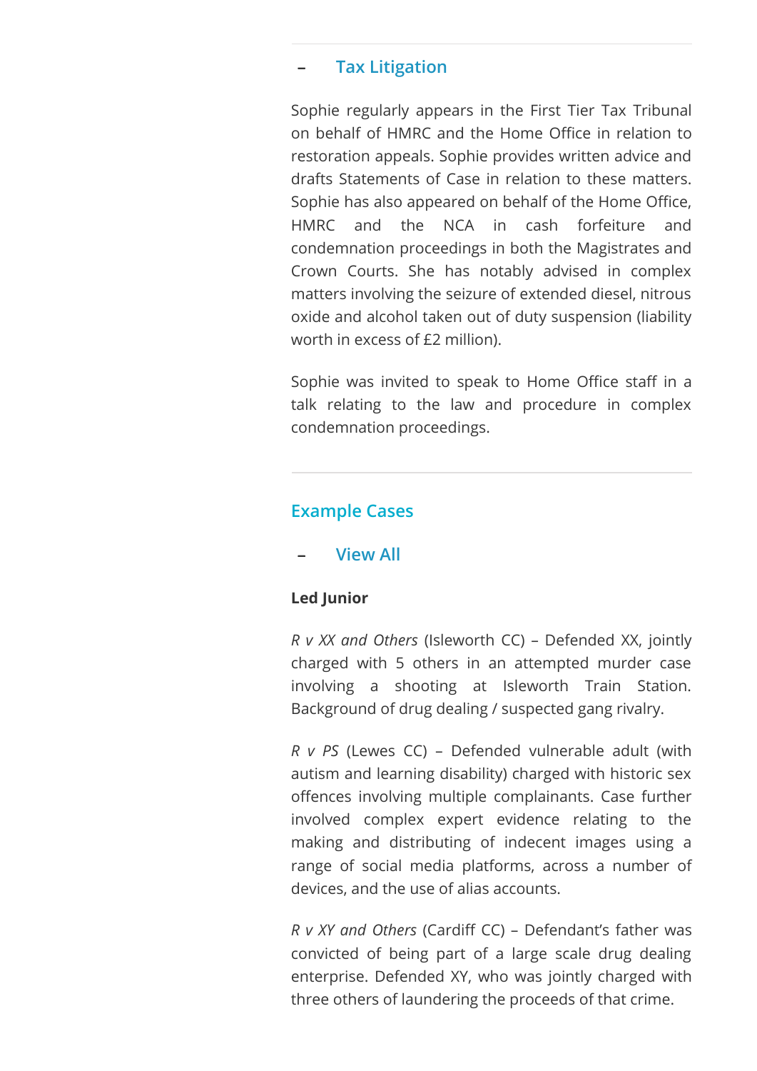### – Tax Litigation

Sophie regularly appears in the First Tier Tax Tribunal on behalf of HMRC and the Home Office in relation to restoration appeals. Sophie provides written advice and drafts Statements of Case in relation to these matters. Sophie has also appeared on behalf of the Home Office, HMRC and the NCA in cash forfeiture and condemnation proceedings in both the Magistrates and Crown Courts. She has notably advised in complex matters involving the seizure of extended diesel, nitrous oxide and alcohol taken out of duty suspension (liability worth in excess of £2 million).

Sophie was invited to speak to Home Office staff in a talk relating to the law and procedure in complex condemnation proceedings.

---

## Example Cases

### – View All

**Led Junior**

*R v XX and Others* (Isleworth CC) – Defended XX, jointly charged with 5 others in an attempted murder case involving a shooting at Isleworth Train Station. Background of drug dealing / suspected gang rivalry.

*R v PS* (Lewes CC) – Defended vulnerable adult (with autism and learning disability) charged with historic sex offences involving multiple complainants. Case further involved complex expert evidence relating to the making and distributing of indecent images using a range of social media platforms, across a number of devices, and the use of alias accounts.

*R v XY and Others* (Cardiff CC) – Defendant's father was convicted of being part of a large scale drug dealing enterprise. Defended XY, who was jointly charged with three others of laundering the proceeds of that crime.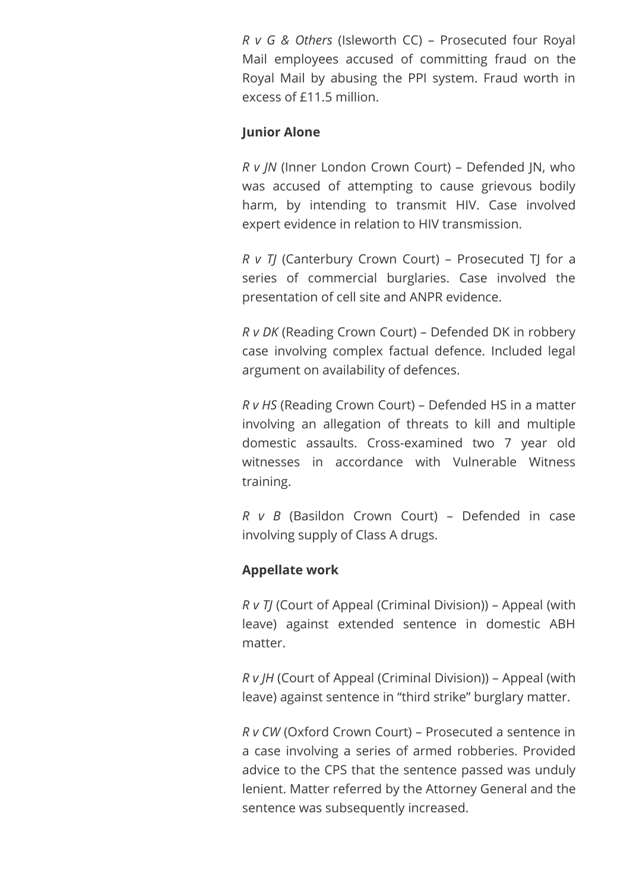*R v G & Others* (Isleworth CC) – Prosecuted four Royal Mail employees accused of committing fraud on the Royal Mail by abusing the PPI system. Fraud worth in excess of £11.5 million.

**Junior Alone**

*R v JN* (Inner London Crown Court) – Defended JN, who was accused of attempting to cause grievous bodily harm, by intending to transmit HIV. Case involved expert evidence in relation to HIV transmission.

*R v TJ* (Canterbury Crown Court) – Prosecuted TJ for a series of commercial burglaries. Case involved the presentation of cell site and ANPR evidence.

*R v DK* (Reading Crown Court) – Defended DK in robbery case involving complex factual defence. Included legal argument on availability of defences.

*R v HS* (Reading Crown Court) – Defended HS in a matter involving an allegation of threats to kill and multiple domestic assaults. Cross-examined two 7 year old witnesses in accordance with Vulnerable Witness training.

*R v B* (Basildon Crown Court) – Defended in case involving supply of Class A drugs.

**Appellate work**

*R v TJ* (Court of Appeal (Criminal Division)) – Appeal (with leave) against extended sentence in domestic ABH matter.

*R v JH* (Court of Appeal (Criminal Division)) – Appeal (with leave) against sentence in "third strike" burglary matter.

*R v CW* (Oxford Crown Court) – Prosecuted a sentence in a case involving a series of armed robberies. Provided advice to the CPS that the sentence passed was unduly lenient. Matter referred by the Attorney General and the sentence was subsequently increased.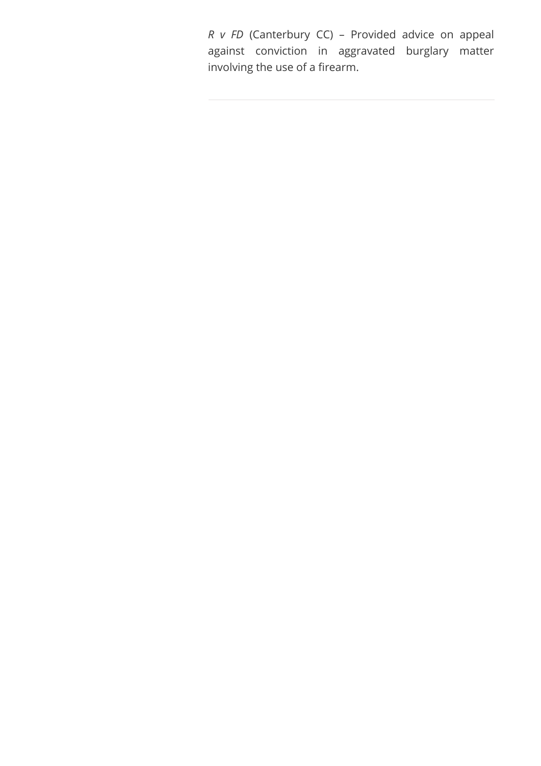*R v FD* (Canterbury CC) – Provided advice on appeal against conviction in aggravated burglary matter involving the use of a firearm.

---